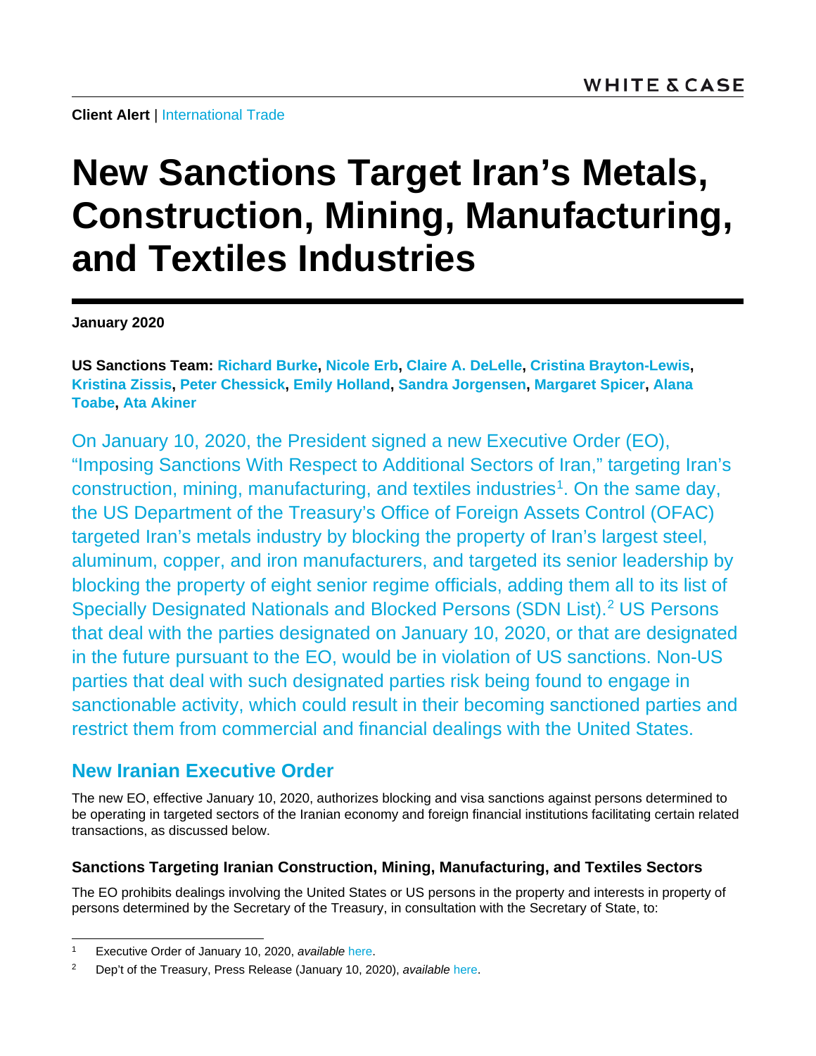**Client Alert** | International Trade

# New Sanctions Target Iran's Metals, Construction, Mining, Manufacturing, and Textiles Industries

**January 2020**

**US Sanctions Team: Richard Burke, Nicole Erb, Claire A. DeLelle, Cristina Brayton-Lewis, Kristina Zissis, Peter Chessick, Emily Holland, Sandra Jorgensen, Margaret Spicer, Alana Toabe, Ata Akiner**

On January 10, 2020, the President signed a new Executive Order (EO), "Imposing Sanctions With Respect to Additional Sectors of Iran," targeting Iran's construction, mining, manufacturing, and textiles industries[1]. On the same day, the US Department of the Treasury's Office of Foreign Assets Control (OFAC) targeted Iran's metals industry by blocking the property of Iran's largest steel, aluminum, copper, and iron manufacturers, and targeted its senior leadership by blocking the property of eight senior regime officials, adding them all to its list of Specially Designated Nationals and Blocked Persons (SDN List).[2] US Persons that deal with the parties designated on January 10, 2020, or that are designated in the future pursuant to the EO, would be in violation of US sanctions. Non-US parties that deal with such designated parties risk being found to engage in sanctionable activity, which could result in their becoming sanctioned parties and restrict them from commercial and financial dealings with the United States.

## New Iranian Executive Order

The new EO, effective January 10, 2020, authorizes blocking and visa sanctions against persons determined to be operating in targeted sectors of the Iranian economy and foreign financial institutions facilitating certain related transactions, as discussed below.

### Sanctions Targeting Iranian Construction, Mining, Manufacturing, and Textiles Sectors

The EO prohibits dealings involving the United States or US persons in the property and interests in property of persons determined by the Secretary of the Treasury, in consultation with the Secretary of State, to:

---

[1] Executive Order of January 10, 2020, *available* here.

[2] Dep't of the Treasury, Press Release (January 10, 2020), *available* here.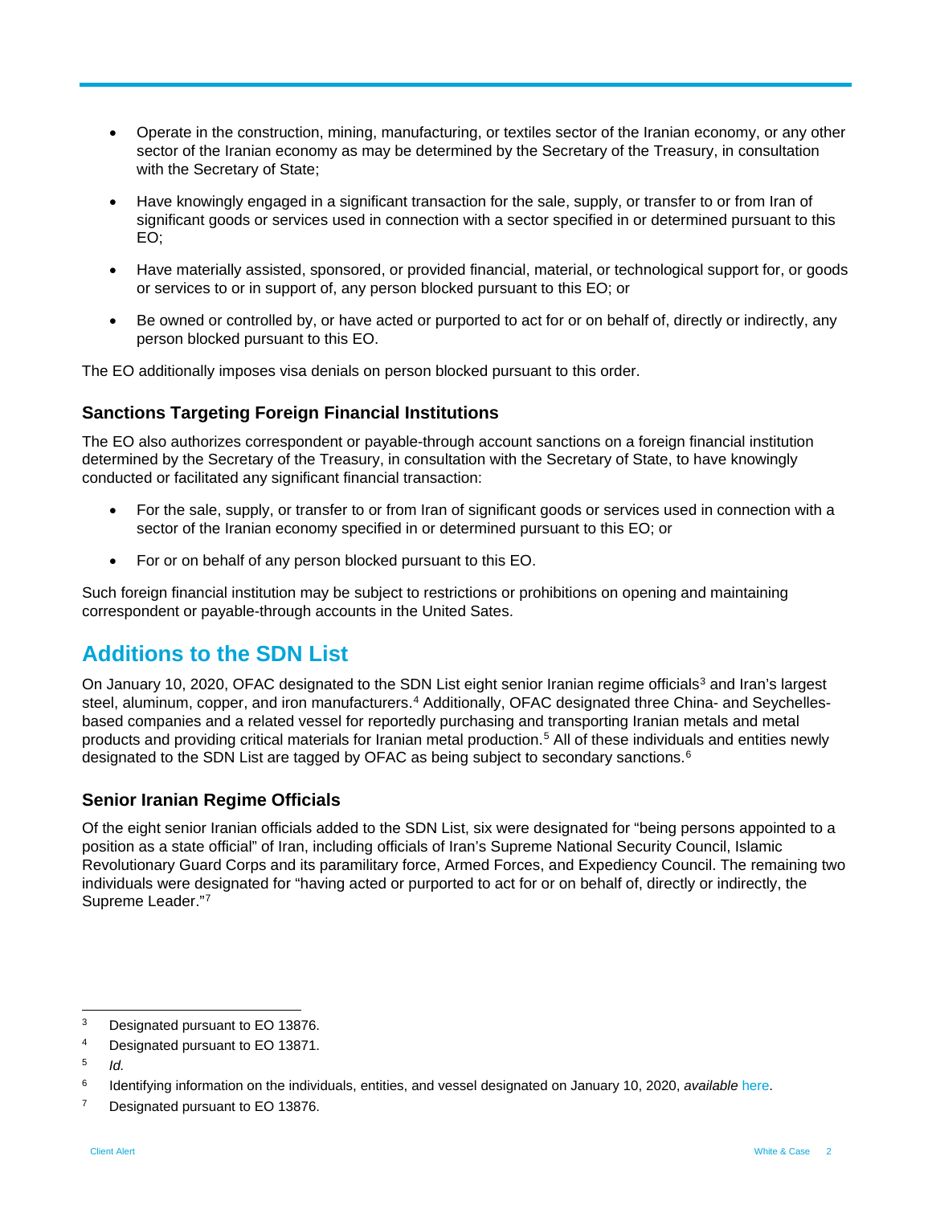- Operate in the construction, mining, manufacturing, or textiles sector of the Iranian economy, or any other sector of the Iranian economy as may be determined by the Secretary of the Treasury, in consultation with the Secretary of State;
- Have knowingly engaged in a significant transaction for the sale, supply, or transfer to or from Iran of significant goods or services used in connection with a sector specified in or determined pursuant to this EO;
- Have materially assisted, sponsored, or provided financial, material, or technological support for, or goods or services to or in support of, any person blocked pursuant to this EO; or
- Be owned or controlled by, or have acted or purported to act for or on behalf of, directly or indirectly, any person blocked pursuant to this EO.

The EO additionally imposes visa denials on person blocked pursuant to this order.

### Sanctions Targeting Foreign Financial Institutions

The EO also authorizes correspondent or payable-through account sanctions on a foreign financial institution determined by the Secretary of the Treasury, in consultation with the Secretary of State, to have knowingly conducted or facilitated any significant financial transaction:

- For the sale, supply, or transfer to or from Iran of significant goods or services used in connection with a sector of the Iranian economy specified in or determined pursuant to this EO; or
- For or on behalf of any person blocked pursuant to this EO.

Such foreign financial institution may be subject to restrictions or prohibitions on opening and maintaining correspondent or payable-through accounts in the United Sates.

## Additions to the SDN List

On January 10, 2020, OFAC designated to the SDN List eight senior Iranian regime officials[3] and Iran's largest steel, aluminum, copper, and iron manufacturers.[4] Additionally, OFAC designated three China- and Seychelles-based companies and a related vessel for reportedly purchasing and transporting Iranian metals and metal products and providing critical materials for Iranian metal production.[5] All of these individuals and entities newly designated to the SDN List are tagged by OFAC as being subject to secondary sanctions.[6]

### Senior Iranian Regime Officials

Of the eight senior Iranian officials added to the SDN List, six were designated for "being persons appointed to a position as a state official" of Iran, including officials of Iran's Supreme National Security Council, Islamic Revolutionary Guard Corps and its paramilitary force, Armed Forces, and Expediency Council. The remaining two individuals were designated for "having acted or purported to act for or on behalf of, directly or indirectly, the Supreme Leader."[7]

---

[3] Designated pursuant to EO 13876.

[4] Designated pursuant to EO 13871.

[5] *Id.*

[6] Identifying information on the individuals, entities, and vessel designated on January 10, 2020, *available* here.

[7] Designated pursuant to EO 13876.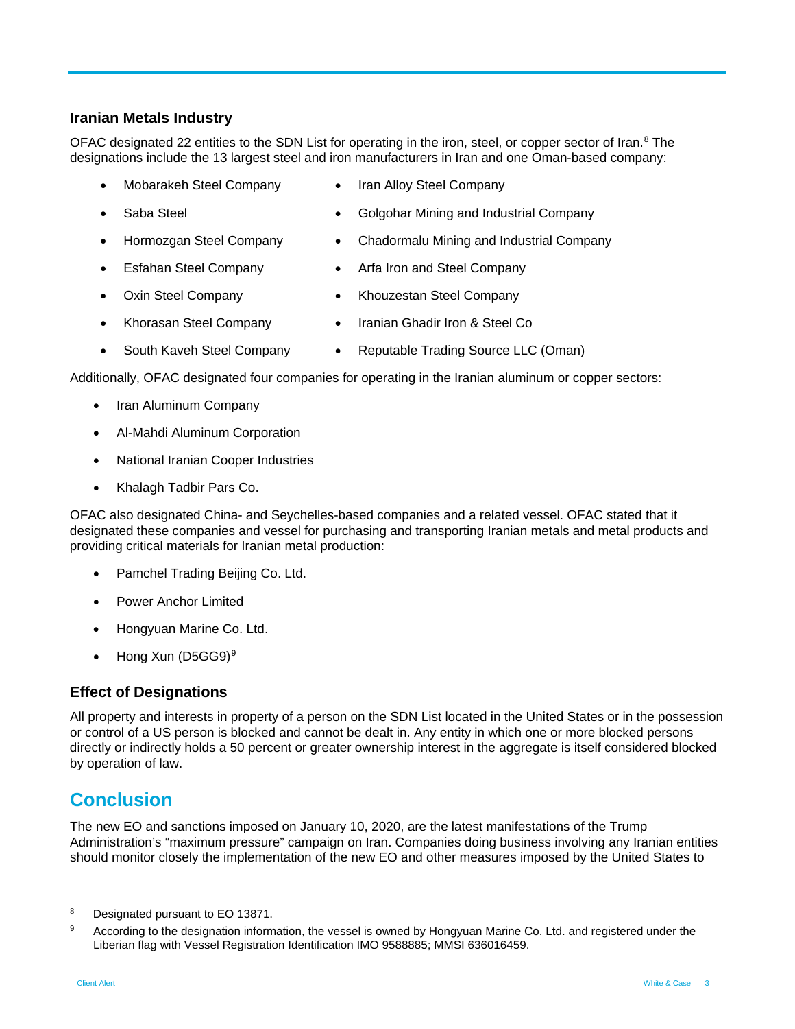### Iranian Metals Industry

OFAC designated 22 entities to the SDN List for operating in the iron, steel, or copper sector of Iran.[8] The designations include the 13 largest steel and iron manufacturers in Iran and one Oman-based company:

- Mobarakeh Steel Company
- Saba Steel
- Hormozgan Steel Company
- Esfahan Steel Company
- Oxin Steel Company
- Khorasan Steel Company
- South Kaveh Steel Company
- Iran Alloy Steel Company
- Golgohar Mining and Industrial Company
- Chadormalu Mining and Industrial Company
- Arfa Iron and Steel Company
- Khouzestan Steel Company
- Iranian Ghadir Iron & Steel Co
- Reputable Trading Source LLC (Oman)

Additionally, OFAC designated four companies for operating in the Iranian aluminum or copper sectors:

- Iran Aluminum Company
- Al-Mahdi Aluminum Corporation
- National Iranian Cooper Industries
- Khalagh Tadbir Pars Co.

OFAC also designated China- and Seychelles-based companies and a related vessel. OFAC stated that it designated these companies and vessel for purchasing and transporting Iranian metals and metal products and providing critical materials for Iranian metal production:

- Pamchel Trading Beijing Co. Ltd.
- Power Anchor Limited
- Hongyuan Marine Co. Ltd.
- Hong Xun (D5GG9)[9]

### Effect of Designations

All property and interests in property of a person on the SDN List located in the United States or in the possession or control of a US person is blocked and cannot be dealt in. Any entity in which one or more blocked persons directly or indirectly holds a 50 percent or greater ownership interest in the aggregate is itself considered blocked by operation of law.

## Conclusion

The new EO and sanctions imposed on January 10, 2020, are the latest manifestations of the Trump Administration's "maximum pressure" campaign on Iran. Companies doing business involving any Iranian entities should monitor closely the implementation of the new EO and other measures imposed by the United States to

---

[8] Designated pursuant to EO 13871.

[9] According to the designation information, the vessel is owned by Hongyuan Marine Co. Ltd. and registered under the Liberian flag with Vessel Registration Identification IMO 9588885; MMSI 636016459.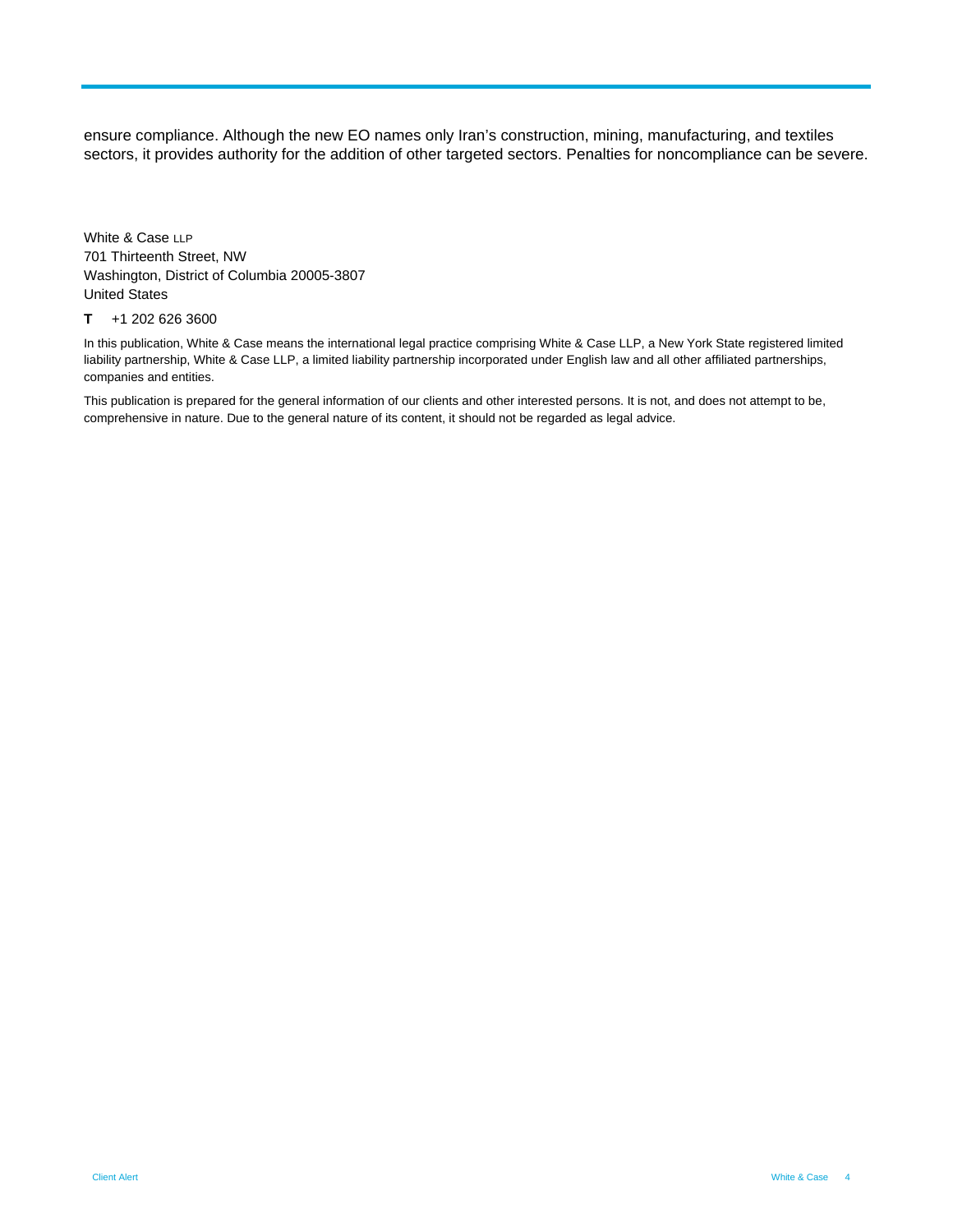ensure compliance. Although the new EO names only Iran's construction, mining, manufacturing, and textiles sectors, it provides authority for the addition of other targeted sectors. Penalties for noncompliance can be severe.

White & Case LLP
701 Thirteenth Street, NW
Washington, District of Columbia 20005-3807
United States

**T** +1 202 626 3600

In this publication, White & Case means the international legal practice comprising White & Case LLP, a New York State registered limited liability partnership, White & Case LLP, a limited liability partnership incorporated under English law and all other affiliated partnerships, companies and entities.

This publication is prepared for the general information of our clients and other interested persons. It is not, and does not attempt to be, comprehensive in nature. Due to the general nature of its content, it should not be regarded as legal advice.